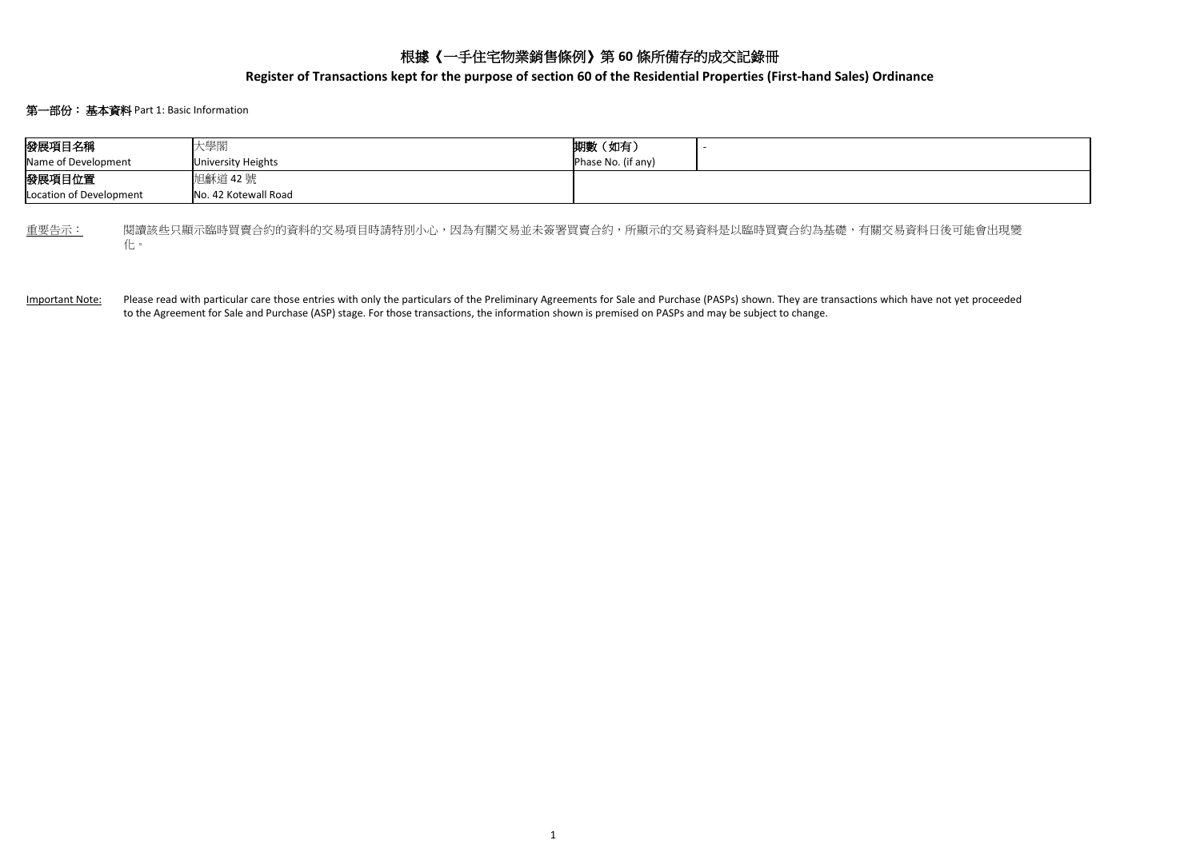# 根據《一手住宅物業銷售條例》第 60 條所備存的成交記錄冊

## Register of Transactions kept for the purpose of section 60 of the Residential Properties (First-hand Sales) Ordinance

### 第一部份： 基本資料 Part 1: Basic Information

| 發展項目名稱<br>Name of Development | 大學閣<br>University Heights | 期數（如有）<br>Phase No. (if any) | - |
|---|---|---|---|
| 發展項目位置<br>Location of Development | 旭龢道 42 號<br>No. 42 Kotewall Road | | |

重要告示： 閱讀該些只顯示臨時買賣合約的資料的交易項目時請特別小心，因為有關交易並未簽署買賣合約，所顯示的交易資料是以臨時買賣合約為基礎，有關交易資料日後可能會出現變化。

Important Note: Please read with particular care those entries with only the particulars of the Preliminary Agreements for Sale and Purchase (PASPs) shown. They are transactions which have not yet proceeded to the Agreement for Sale and Purchase (ASP) stage. For those transactions, the information shown is premised on PASPs and may be subject to change.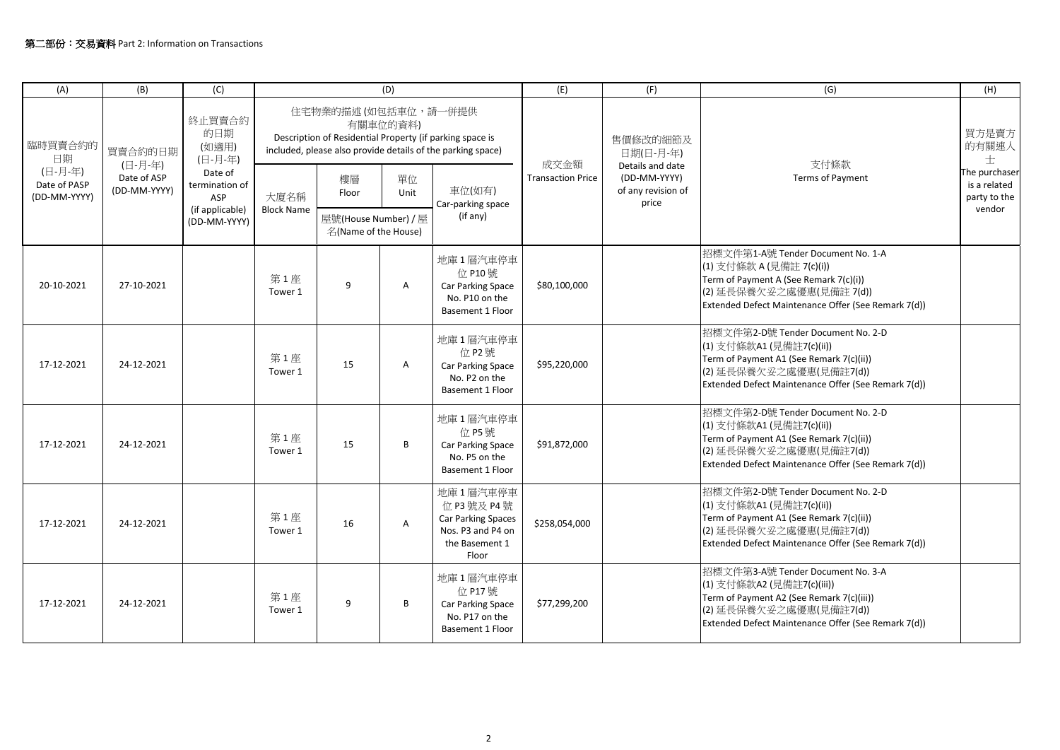**第二部份：交易資料** Part 2: Information on Transactions

| (A) | (B) | (C) | (D) | | | | (E) | (F) | (G) | (H) |
|---|---|---|---|---|---|---|---|---|---|---|
| 臨時買賣合約的日期 (日-月-年) Date of PASP (DD-MM-YYYY) | 買賣合約的日期 (日-月-年) Date of ASP (DD-MM-YYYY) | 終止買賣合約的日期 (如適用) (日-月-年) Date of termination of ASP (if applicable) (DD-MM-YYYY) | 住宅物業的描述 (如包括車位，請一併提供有關車位的資料) Description of Residential Property (if parking space is included, please also provide details of the parking space) | | | | 成交金額 Transaction Price | 售價修改的細節及日期(日-月-年) Details and date (DD-MM-YYYY) of any revision of price | 支付條款 Terms of Payment | 買方是賣方的有關連人士 The purchaser is a related party to the vendor |
| | | | 大廈名稱 Block Name | 樓層 Floor | 單位 Unit | 車位(如有) Car-parking space (if any) | | | | |
| | | | | 屋號(House Number) / 屋名(Name of the House) | | | | | | |
| 20-10-2021 | 27-10-2021 | | 第 1 座 Tower 1 | 9 | A | 地庫 1 層汽車停車位 P10 號 Car Parking Space No. P10 on the Basement 1 Floor | $80,100,000 | | 招標文件第1-A號 Tender Document No. 1-A<br>(1) 支付條款 A (見備註 7(c)(i))<br>Term of Payment A (See Remark 7(c)(i))<br>(2) 延長保養欠妥之處優惠(見備註 7(d))<br>Extended Defect Maintenance Offer (See Remark 7(d)) | |
| 17-12-2021 | 24-12-2021 | | 第 1 座 Tower 1 | 15 | A | 地庫 1 層汽車停車位 P2 號 Car Parking Space No. P2 on the Basement 1 Floor | $95,220,000 | | 招標文件第2-D號 Tender Document No. 2-D<br>(1) 支付條款A1 (見備註7(c)(ii))<br>Term of Payment A1 (See Remark 7(c)(ii))<br>(2) 延長保養欠妥之處優惠(見備註7(d))<br>Extended Defect Maintenance Offer (See Remark 7(d)) | |
| 17-12-2021 | 24-12-2021 | | 第 1 座 Tower 1 | 15 | B | 地庫 1 層汽車停車位 P5 號 Car Parking Space No. P5 on the Basement 1 Floor | $91,872,000 | | 招標文件第2-D號 Tender Document No. 2-D<br>(1) 支付條款A1 (見備註7(c)(ii))<br>Term of Payment A1 (See Remark 7(c)(ii))<br>(2) 延長保養欠妥之處優惠(見備註7(d))<br>Extended Defect Maintenance Offer (See Remark 7(d)) | |
| 17-12-2021 | 24-12-2021 | | 第 1 座 Tower 1 | 16 | A | 地庫 1 層汽車停車位 P3 號及 P4 號 Car Parking Spaces Nos. P3 and P4 on the Basement 1 Floor | $258,054,000 | | 招標文件第2-D號 Tender Document No. 2-D<br>(1) 支付條款A1 (見備註7(c)(ii))<br>Term of Payment A1 (See Remark 7(c)(ii))<br>(2) 延長保養欠妥之處優惠(見備註7(d))<br>Extended Defect Maintenance Offer (See Remark 7(d)) | |
| 17-12-2021 | 24-12-2021 | | 第 1 座 Tower 1 | 9 | B | 地庫 1 層汽車停車位 P17 號 Car Parking Space No. P17 on the Basement 1 Floor | $77,299,200 | | 招標文件第3-A號 Tender Document No. 3-A<br>(1) 支付條款A2 (見備註7(c)(iii))<br>Term of Payment A2 (See Remark 7(c)(iii))<br>(2) 延長保養欠妥之處優惠(見備註7(d))<br>Extended Defect Maintenance Offer (See Remark 7(d)) | |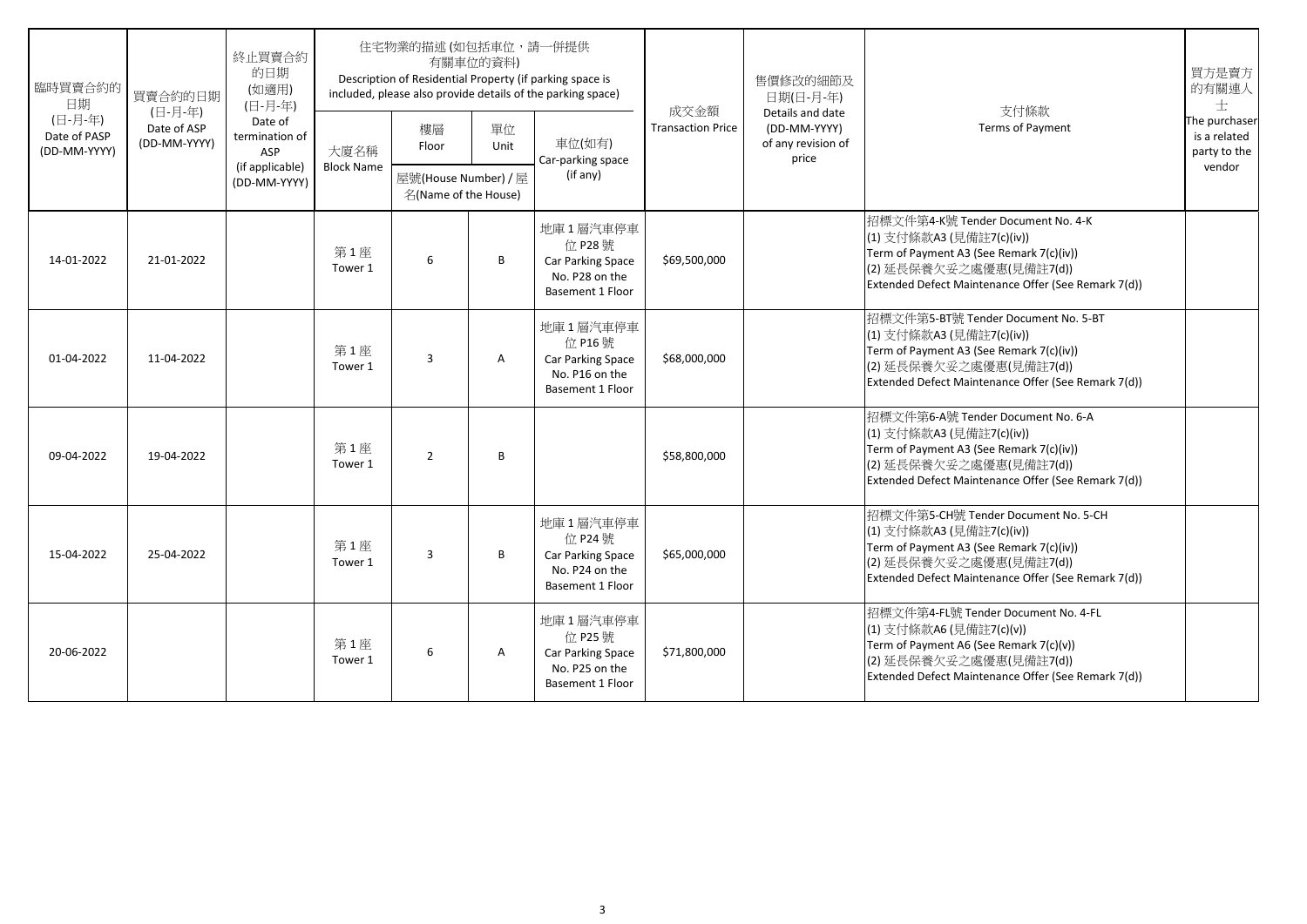| 臨時買賣合約的日期 (日-月-年) Date of PASP (DD-MM-YYYY) | 買賣合約的日期 (日-月-年) Date of ASP (DD-MM-YYYY) | 終止買賣合約的日期 (如適用) (日-月-年) Date of termination of ASP (if applicable) (DD-MM-YYYY) | 住宅物業的描述 (如包括車位，請一併提供有關車位的資料) Description of Residential Property (if parking space is included, please also provide details of the parking space) | | | | 成交金額 Transaction Price | 售價修改的細節及日期(日-月-年) Details and date (DD-MM-YYYY) of any revision of price | 支付條款 Terms of Payment | 買方是賣方的有關連人士 The purchaser is a related party to the vendor |
|---|---|---|---|---|---|---|---|---|---|---|
| | | | 大廈名稱 Block Name | 樓層 Floor | 單位 Unit | 車位(如有) Car-parking space (if any) | | | | |
| | | | | 屋號(House Number) / 屋名(Name of the House) | | | | | | |
| 14-01-2022 | 21-01-2022 | | 第 1 座 Tower 1 | 6 | B | 地庫 1 層汽車停車位 P28 號 Car Parking Space No. P28 on the Basement 1 Floor | $69,500,000 | | 招標文件第4-K號 Tender Document No. 4-K<br>(1) 支付條款A3 (見備註7(c)(iv))<br>Term of Payment A3 (See Remark 7(c)(iv))<br>(2) 延長保養欠妥之處優惠(見備註7(d))<br>Extended Defect Maintenance Offer (See Remark 7(d)) | |
| 01-04-2022 | 11-04-2022 | | 第 1 座 Tower 1 | 3 | A | 地庫 1 層汽車停車位 P16 號 Car Parking Space No. P16 on the Basement 1 Floor | $68,000,000 | | 招標文件第5-BT號 Tender Document No. 5-BT<br>(1) 支付條款A3 (見備註7(c)(iv))<br>Term of Payment A3 (See Remark 7(c)(iv))<br>(2) 延長保養欠妥之處優惠(見備註7(d))<br>Extended Defect Maintenance Offer (See Remark 7(d)) | |
| 09-04-2022 | 19-04-2022 | | 第 1 座 Tower 1 | 2 | B | | $58,800,000 | | 招標文件第6-A號 Tender Document No. 6-A<br>(1) 支付條款A3 (見備註7(c)(iv))<br>Term of Payment A3 (See Remark 7(c)(iv))<br>(2) 延長保養欠妥之處優惠(見備註7(d))<br>Extended Defect Maintenance Offer (See Remark 7(d)) | |
| 15-04-2022 | 25-04-2022 | | 第 1 座 Tower 1 | 3 | B | 地庫 1 層汽車停車位 P24 號 Car Parking Space No. P24 on the Basement 1 Floor | $65,000,000 | | 招標文件第5-CH號 Tender Document No. 5-CH<br>(1) 支付條款A3 (見備註7(c)(iv))<br>Term of Payment A3 (See Remark 7(c)(iv))<br>(2) 延長保養欠妥之處優惠(見備註7(d))<br>Extended Defect Maintenance Offer (See Remark 7(d)) | |
| 20-06-2022 | | | 第 1 座 Tower 1 | 6 | A | 地庫 1 層汽車停車位 P25 號 Car Parking Space No. P25 on the Basement 1 Floor | $71,800,000 | | 招標文件第4-FL號 Tender Document No. 4-FL<br>(1) 支付條款A6 (見備註7(c)(v))<br>Term of Payment A6 (See Remark 7(c)(v))<br>(2) 延長保養欠妥之處優惠(見備註7(d))<br>Extended Defect Maintenance Offer (See Remark 7(d)) | |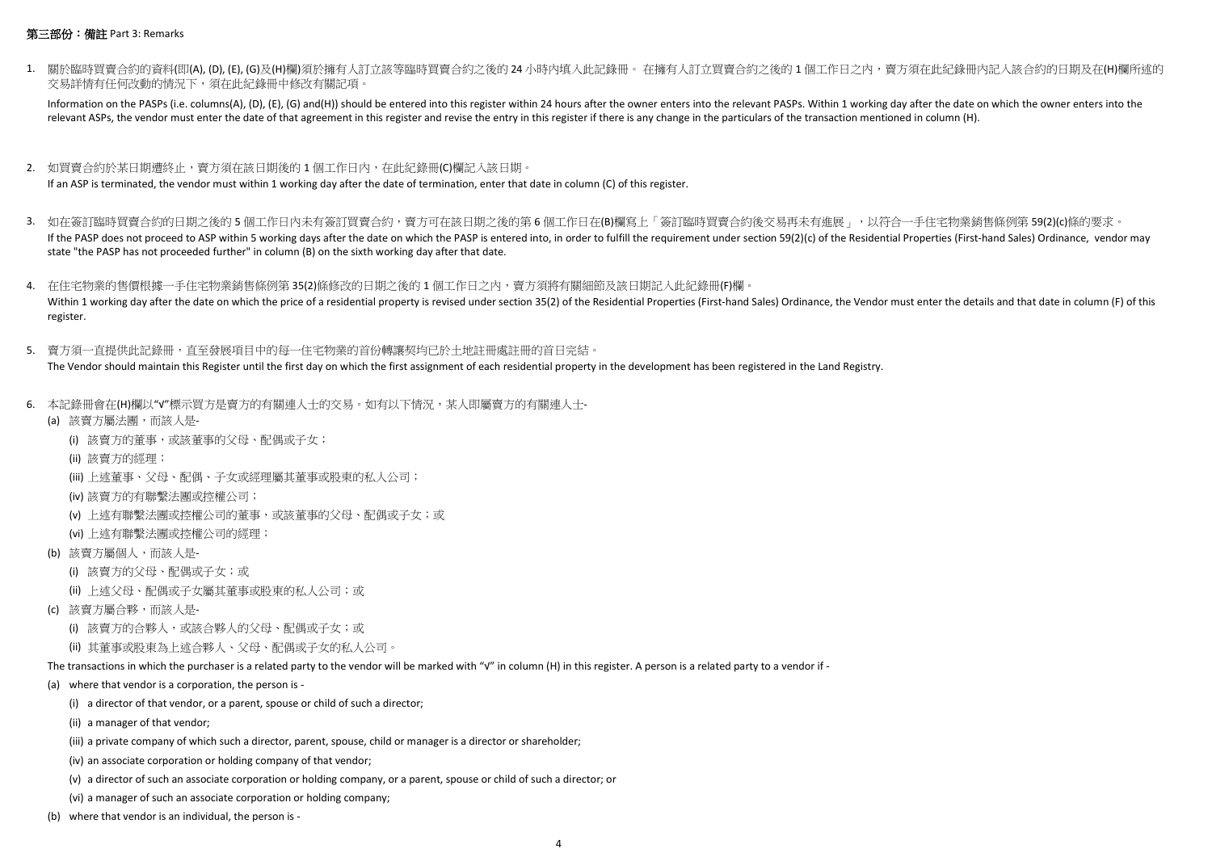**第三部份：備註** Part 3: Remarks

1. 關於臨時買賣合約的資料(即(A), (D), (E), (G)及(H)欄)須於擁有人訂立該等臨時買賣合約之後的 24 小時內填入此紀錄冊。 在擁有人訂立買賣合約之後的 1 個工作日之內，賣方須在此紀錄冊內記入該合約的日期及在(H)欄所述的交易詳情有任何改動的情況下，須在此紀錄冊中修改有關記項。

   Information on the PASPs (i.e. columns(A), (D), (E), (G) and(H)) should be entered into this register within 24 hours after the owner enters into the relevant PASPs. Within 1 working day after the date on which the owner enters into the relevant ASPs, the vendor must enter the date of that agreement in this register and revise the entry in this register if there is any change in the particulars of the transaction mentioned in column (H).

2. 如買賣合約於某日期遭終止，賣方須在該日期後的 1 個工作日內，在此紀錄冊(C)欄記入該日期。

   If an ASP is terminated, the vendor must within 1 working day after the date of termination, enter that date in column (C) of this register.

3. 如在簽訂臨時買賣合約的日期之後的 5 個工作日內未有簽訂買賣合約，賣方可在該日期之後的第 6 個工作日在(B)欄寫上「簽訂臨時買賣合約後交易再未有進展」，以符合一手住宅物業銷售條例第 59(2)(c)條的要求。

   If the PASP does not proceed to ASP within 5 working days after the date on which the PASP is entered into, in order to fulfill the requirement under section 59(2)(c) of the Residential Properties (First-hand Sales) Ordinance, vendor may state "the PASP has not proceeded further" in column (B) on the sixth working day after that date.

4. 在住宅物業的售價根據一手住宅物業銷售條例第 35(2)條修改的日期之後的 1 個工作日之內，賣方須將有關細節及該日期記入此紀錄冊(F)欄。

   Within 1 working day after the date on which the price of a residential property is revised under section 35(2) of the Residential Properties (First-hand Sales) Ordinance, the Vendor must enter the details and that date in column (F) of this register.

5. 賣方須一直提供此紀錄冊，直至發展項目中的每一住宅物業的首份轉讓契均已於土地註冊處註冊的首日完結。

   The Vendor should maintain this Register until the first day on which the first assignment of each residential property in the development has been registered in the Land Registry.

6. 本記錄冊會在(H)欄以"√"標示買方是賣方的有關連人士的交易。如有以下情況，某人即屬賣方的有關連人士-
   - (a) 該賣方屬法團，而該人是-
     - (i) 該賣方的董事，或該董事的父母、配偶或子女；
     - (ii) 該賣方的經理；
     - (iii) 上述董事、父母、配偶、子女或經理屬其董事或股東的私人公司；
     - (iv) 該賣方的有聯繫法團或控權公司；
     - (v) 上述有聯繫法團或控權公司的董事，或該董事的父母、配偶或子女；或
     - (vi) 上述有聯繫法團或控權公司的經理；
   - (b) 該賣方屬個人，而該人是-
     - (i) 該賣方的父母、配偶或子女；或
     - (ii) 上述父母、配偶或子女屬其董事或股東的私人公司；或
   - (c) 該賣方屬合夥，而該人是-
     - (i) 該賣方的合夥人，或該合夥人的父母、配偶或子女；或
     - (ii) 其董事或股東為上述合夥人、父母、配偶或子女的私人公司。

   The transactions in which the purchaser is a related party to the vendor will be marked with "√" in column (H) in this register. A person is a related party to a vendor if -
   - (a) where that vendor is a corporation, the person is -
     - (i) a director of that vendor, or a parent, spouse or child of such a director;
     - (ii) a manager of that vendor;
     - (iii) a private company of which such a director, parent, spouse, child or manager is a director or shareholder;
     - (iv) an associate corporation or holding company of that vendor;
     - (v) a director of such an associate corporation or holding company, or a parent, spouse or child of such a director; or
     - (vi) a manager of such an associate corporation or holding company;
   - (b) where that vendor is an individual, the person is -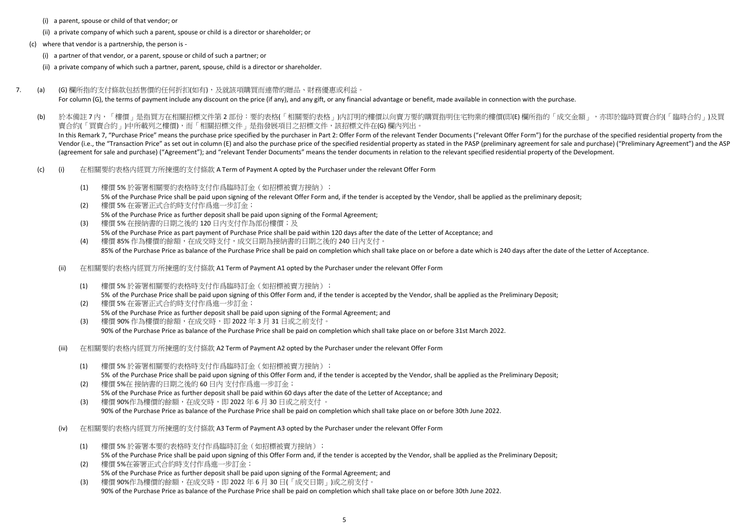(i) a parent, spouse or child of that vendor; or

(ii) a private company of which such a parent, spouse or child is a director or shareholder; or

(c) where that vendor is a partnership, the person is -

(i) a partner of that vendor, or a parent, spouse or child of such a partner; or

(ii) a private company of which such a partner, parent, spouse, child is a director or shareholder.

7. (a) (G) 欄所指的支付條款包括售價的任何折扣(如有)，及就該項購買而連帶的贈品、財務優惠或利益。
For column (G), the terms of payment include any discount on the price (if any), and any gift, or any financial advantage or benefit, made available in connection with the purchase.

(b) 於本備註 7 內，「樓價」是指買方在相關招標文件第 2 部份：要約表格(「相關要約表格」)內訂明的樓價以向賣方要約購買指明住宅物業的樓價(即(E) 欄所指的「成交金額」，亦即於臨時買賣合約(「臨時合約」)及買賣合約(「買賣合約」)中所載列之樓價)，而「相關招標文件」是指發展項目之招標文件，該招標文件在(G) 欄內列出。
In this Remark 7, "Purchase Price" means the purchase price specified by the purchaser in Part 2: Offer Form of the relevant Tender Documents ("relevant Offer Form") for the purchase of the specified residential property from the Vendor (i.e., the "Transaction Price" as set out in column (E) and also the purchase price of the specified residential property as stated in the PASP (preliminary agreement for sale and purchase) ("Preliminary Agreement") and the ASP (agreement for sale and purchase) ("Agreement"); and "relevant Tender Documents" means the tender documents in relation to the relevant specified residential property of the Development.

(c) (i) 在相關要約表格內經買方所揀選的支付條款 A Term of Payment A opted by the Purchaser under the relevant Offer Form

(1) 樓價 5% 於簽署相關要約表格時支付作爲臨時訂金（如招標被賣方接納）；
5% of the Purchase Price shall be paid upon signing of the relevant Offer Form and, if the tender is accepted by the Vendor, shall be applied as the preliminary deposit;

(2) 樓價 5% 在簽署正式合約時支付作爲進一步訂金；
5% of the Purchase Price as further deposit shall be paid upon signing of the Formal Agreement;

(3) 樓價 5% 在接納書的日期之後的 120 日內支付作爲部份樓價；及
5% of the Purchase Price as part payment of Purchase Price shall be paid within 120 days after the date of the Letter of Acceptance; and

(4) 樓價 85% 作為樓價的餘額，在成交時支付，成交日期為接納書的日期之後的 240 日內支付。
85% of the Purchase Price as balance of the Purchase Price shall be paid on completion which shall take place on or before a date which is 240 days after the date of the Letter of Acceptance.

(ii) 在相關要約表格內經買方所揀選的支付條款 A1 Term of Payment A1 opted by the Purchaser under the relevant Offer Form

(1) 樓價 5% 於簽署相關要約表格時支付作爲臨時訂金（如招標被賣方接納）；
5% of the Purchase Price shall be paid upon signing of this Offer Form and, if the tender is accepted by the Vendor, shall be applied as the Preliminary Deposit;

(2) 樓價 5% 在簽署正式合約時支付作爲進一步訂金；
5% of the Purchase Price as further deposit shall be paid upon signing of the Formal Agreement; and

(3) 樓價 90% 作為樓價的餘額，在成交時，即 2022 年 3 月 31 日或之前支付。
90% of the Purchase Price as balance of the Purchase Price shall be paid on completion which shall take place on or before 31st March 2022.

(iii) 在相關要約表格內經買方所揀選的支付條款 A2 Term of Payment A2 opted by the Purchaser under the relevant Offer Form

(1) 樓價 5% 於簽署相關要約表格時支付作爲臨時訂金（如招標被賣方接納）；
5% of the Purchase Price shall be paid upon signing of this Offer Form and, if the tender is accepted by the Vendor, shall be applied as the Preliminary Deposit;

(2) 樓價 5%在 接納書的日期之後的 60 日內 支付作爲進一步訂金；
5% of the Purchase Price as further deposit shall be paid within 60 days after the date of the Letter of Acceptance; and

(3) 樓價 90%作為樓價的餘額，在成交時，即 2022 年 6 月 30 日或之前支付 。
90% of the Purchase Price as balance of the Purchase Price shall be paid on completion which shall take place on or before 30th June 2022.

(iv) 在相關要約表格內經買方所揀選的支付條款 A3 Term of Payment A3 opted by the Purchaser under the relevant Offer Form

(1) 樓價 5% 於簽署本要約表格時支付作爲臨時訂金（如招標被賣方接納）；
5% of the Purchase Price shall be paid upon signing of this Offer Form and, if the tender is accepted by the Vendor, shall be applied as the Preliminary Deposit;

(2) 樓價 5%在簽署正式合約時支付作爲進一步訂金；
5% of the Purchase Price as further deposit shall be paid upon signing of the Formal Agreement; and

(3) 樓價 90%作為樓價的餘額，在成交時，即 2022 年 6 月 30 日(「成交日期」)或之前支付。
90% of the Purchase Price as balance of the Purchase Price shall be paid on completion which shall take place on or before 30th June 2022.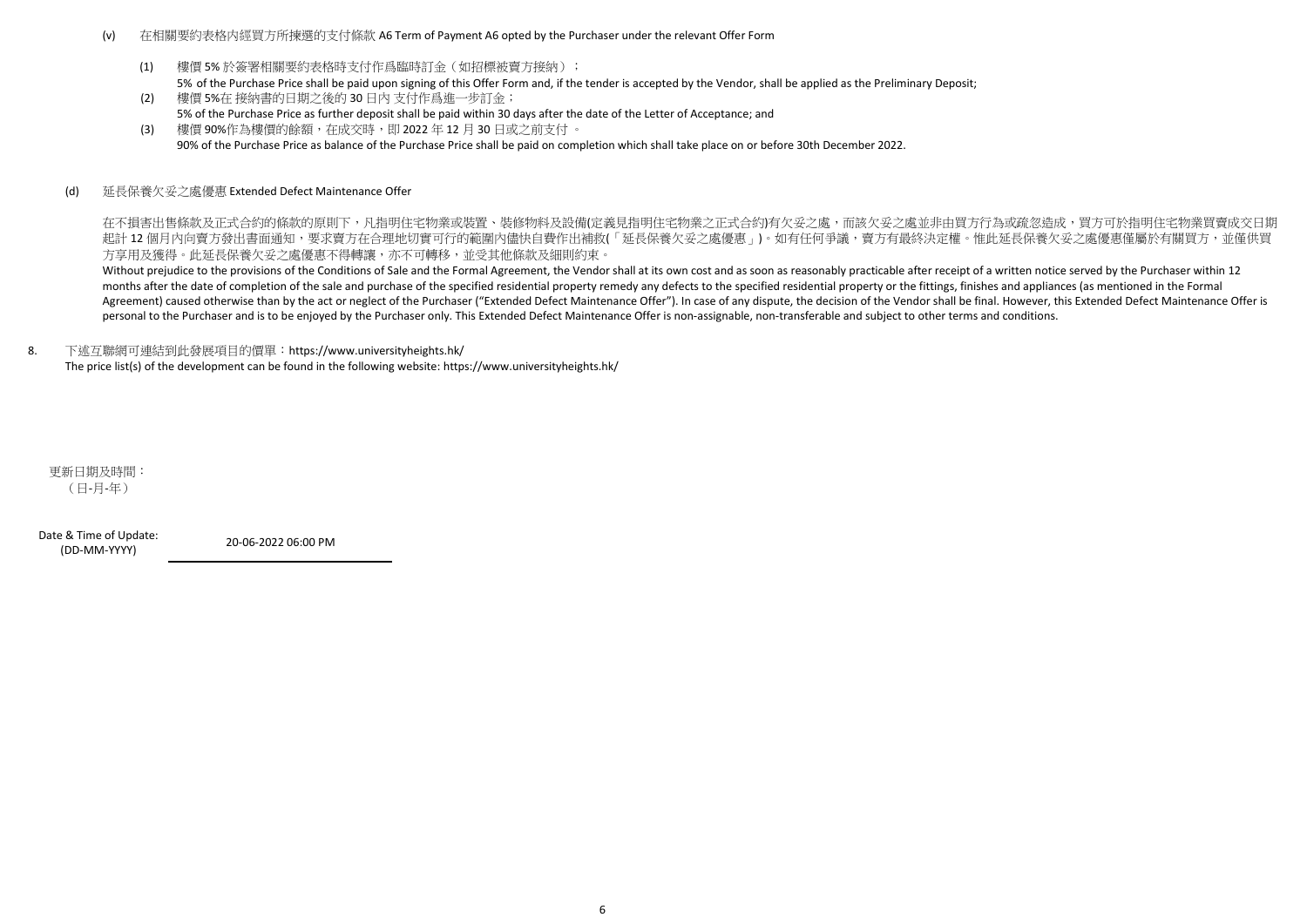(v) 在相關要約表格內經買方所揀選的支付條款 A6 Term of Payment A6 opted by the Purchaser under the relevant Offer Form

(1) 樓價 5% 於簽署相關要約表格時支付作爲臨時訂金（如招標被賣方接納）；
5% of the Purchase Price shall be paid upon signing of this Offer Form and, if the tender is accepted by the Vendor, shall be applied as the Preliminary Deposit;

(2) 樓價 5%在 接納書的日期之後的 30 日内 支付作爲進一步訂金；
5% of the Purchase Price as further deposit shall be paid within 30 days after the date of the Letter of Acceptance; and

(3) 樓價 90%作為樓價的餘額，在成交時，即 2022 年 12 月 30 日或之前支付 。
90% of the Purchase Price as balance of the Purchase Price shall be paid on completion which shall take place on or before 30th December 2022.

(d) 延長保養欠妥之處優惠 Extended Defect Maintenance Offer

在不損害出售條款及正式合約的條款的原則下，凡指明住宅物業或裝置、裝修物料及設備(定義見指明住宅物業之正式合約)有欠妥之處，而該欠妥之處並非由買方行為或疏忽造成，買方可於指明住宅物業買賣成交日期起計 12 個月內向賣方發出書面通知，要求賣方在合理地切實可行的範圍內儘快自費作出補救(「延長保養欠妥之處優惠」)。如有任何爭議，賣方有最終決定權。惟此延長保養欠妥之處優惠僅屬於有關買方，並僅供買方享用及獲得。此延長保養欠妥之處優惠不得轉讓，亦不可轉移，並受其他條款及細則約束。

Without prejudice to the provisions of the Conditions of Sale and the Formal Agreement, the Vendor shall at its own cost and as soon as reasonably practicable after receipt of a written notice served by the Purchaser within 12 months after the date of completion of the sale and purchase of the specified residential property remedy any defects to the specified residential property or the fittings, finishes and appliances (as mentioned in the Formal Agreement) caused otherwise than by the act or neglect of the Purchaser ("Extended Defect Maintenance Offer"). In case of any dispute, the decision of the Vendor shall be final. However, this Extended Defect Maintenance Offer is personal to the Purchaser and is to be enjoyed by the Purchaser only. This Extended Defect Maintenance Offer is non-assignable, non-transferable and subject to other terms and conditions.

8. 下述互聯網可連結到此發展項目的價單：https://www.universityheights.hk/
The price list(s) of the development can be found in the following website: https://www.universityheights.hk/

更新日期及時間：
（日-月-年）

Date & Time of Update:
(DD-MM-YYYY)

20-06-2022 06:00 PM